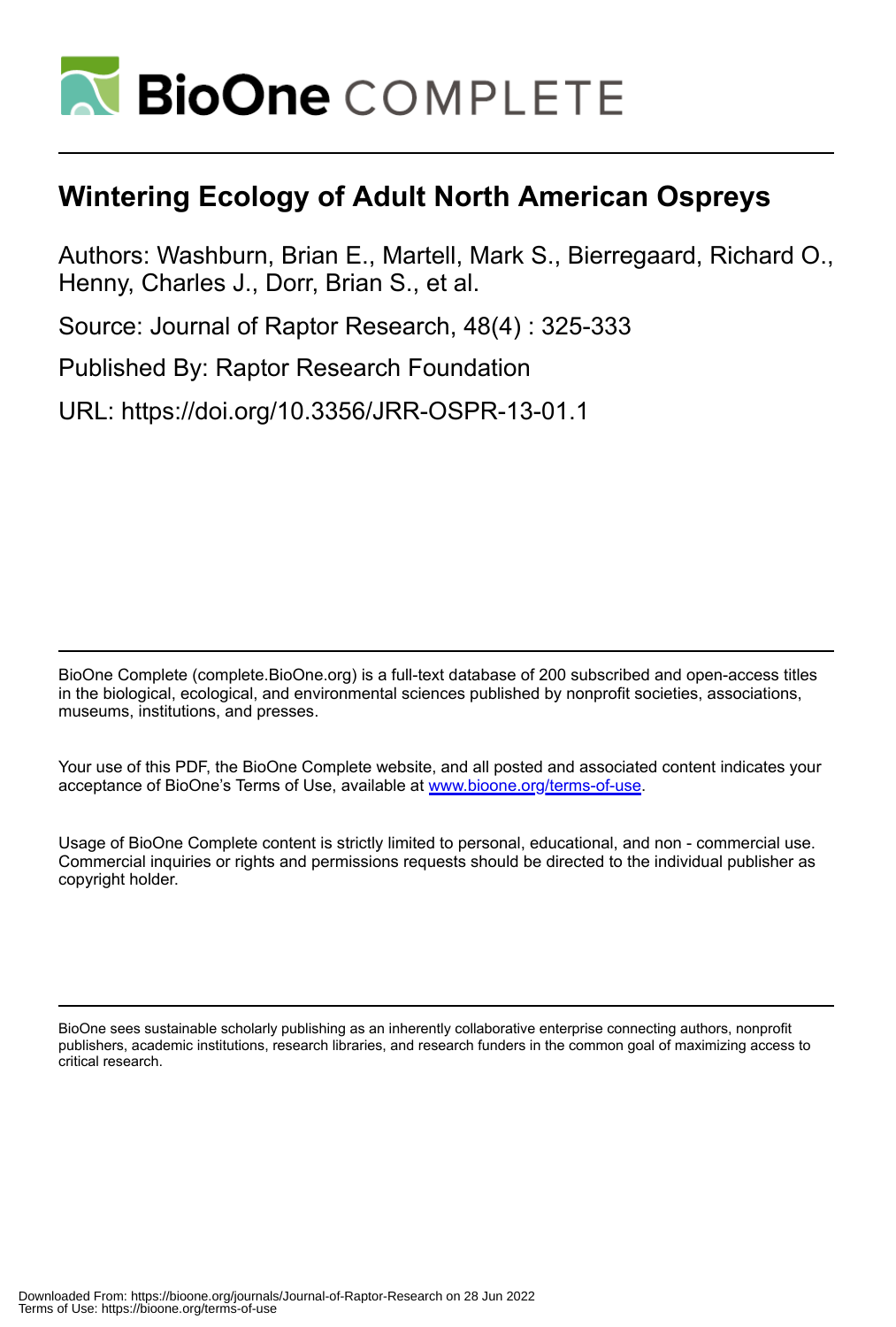# Wintering Ecology of Adult North American Ospreys

Authors: Washburn, Brian E., Martell, Mark S., Bierregaard, Richard O., Henny, Charles J., Dorr, Brian S., et al.

Source: Journal of Raptor Research, 48(4) : 325-333

Published By: Raptor Research Foundation

URL: https://doi.org/10.3356/JRR-OSPR-13-01.1

BioOne Complete (complete.BioOne.org) is a full-text database of 200 subscribed and open-access titles in the biological, ecological, and environmental sciences published by nonprofit societies, associations, museums, institutions, and presses.

Your use of this PDF, the BioOne Complete website, and all posted and associated content indicates your acceptance of BioOne's Terms of Use, available at www.bioone.org/terms-of-use.

Usage of BioOne Complete content is strictly limited to personal, educational, and non - commercial use. Commercial inquiries or rights and permissions requests should be directed to the individual publisher as copyright holder.

BioOne sees sustainable scholarly publishing as an inherently collaborative enterprise connecting authors, nonprofit publishers, academic institutions, research libraries, and research funders in the common goal of maximizing access to critical research.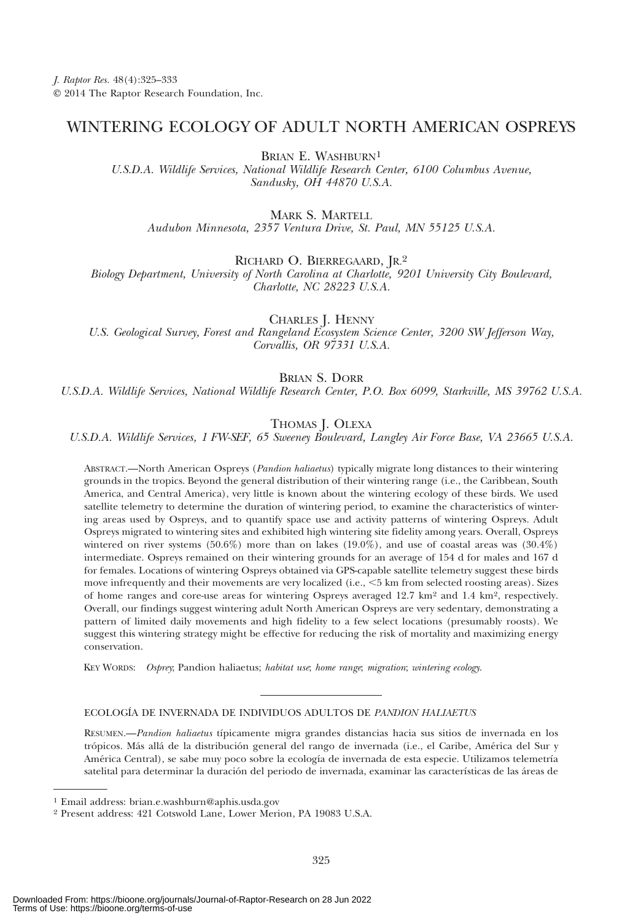# WINTERING ECOLOGY OF ADULT NORTH AMERICAN OSPREYS

BRIAN E. WASHBURN[1]
*U.S.D.A. Wildlife Services, National Wildlife Research Center, 6100 Columbus Avenue, Sandusky, OH 44870 U.S.A.*

MARK S. MARTELL
*Audubon Minnesota, 2357 Ventura Drive, St. Paul, MN 55125 U.S.A.*

RICHARD O. BIERREGAARD, JR.[2]
*Biology Department, University of North Carolina at Charlotte, 9201 University City Boulevard, Charlotte, NC 28223 U.S.A.*

CHARLES J. HENNY
*U.S. Geological Survey, Forest and Rangeland Ecosystem Science Center, 3200 SW Jefferson Way, Corvallis, OR 97331 U.S.A.*

BRIAN S. DORR
*U.S.D.A. Wildlife Services, National Wildlife Research Center, P.O. Box 6099, Starkville, MS 39762 U.S.A.*

THOMAS J. OLEXA
*U.S.D.A. Wildlife Services, 1 FW-SEF, 65 Sweeney Boulevard, Langley Air Force Base, VA 23665 U.S.A.*

ABSTRACT.—North American Ospreys (*Pandion haliaetus*) typically migrate long distances to their wintering grounds in the tropics. Beyond the general distribution of their wintering range (i.e., the Caribbean, South America, and Central America), very little is known about the wintering ecology of these birds. We used satellite telemetry to determine the duration of wintering period, to examine the characteristics of wintering areas used by Ospreys, and to quantify space use and activity patterns of wintering Ospreys. Adult Ospreys migrated to wintering sites and exhibited high wintering site fidelity among years. Overall, Ospreys wintered on river systems (50.6%) more than on lakes (19.0%), and use of coastal areas was (30.4%) intermediate. Ospreys remained on their wintering grounds for an average of 154 d for males and 167 d for females. Locations of wintering Ospreys obtained via GPS-capable satellite telemetry suggest these birds move infrequently and their movements are very localized (i.e., <5 km from selected roosting areas). Sizes of home ranges and core-use areas for wintering Ospreys averaged 12.7 km² and 1.4 km², respectively. Overall, our findings suggest wintering adult North American Ospreys are very sedentary, demonstrating a pattern of limited daily movements and high fidelity to a few select locations (presumably roosts). We suggest this wintering strategy might be effective for reducing the risk of mortality and maximizing energy conservation.

KEY WORDS: *Osprey*; Pandion haliaetus; *habitat use*; *home range*; *migration*; *wintering ecology*.

ECOLOGÍA DE INVERNADA DE INDIVIDUOS ADULTOS DE *PANDION HALIAETUS*

RESUMEN.—*Pandion haliaetus* típicamente migra grandes distancias hacia sus sitios de invernada en los trópicos. Más allá de la distribución general del rango de invernada (i.e., el Caribe, América del Sur y América Central), se sabe muy poco sobre la ecología de invernada de esta especie. Utilizamos telemetría satelital para determinar la duración del periodo de invernada, examinar las características de las áreas de

[1] Email address: brian.e.washburn@aphis.usda.gov
[2] Present address: 421 Cotswold Lane, Lower Merion, PA 19083 U.S.A.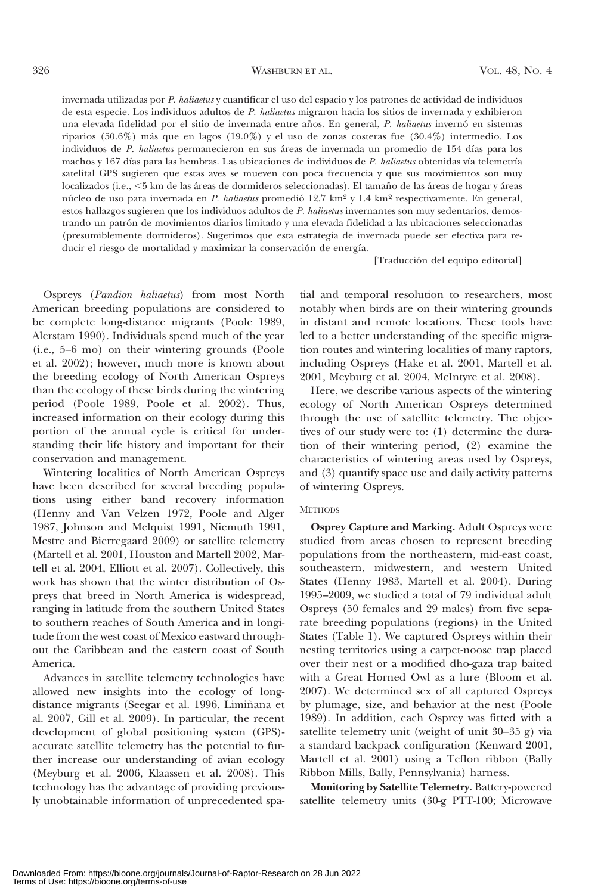invernada utilizadas por *P. haliaetus* y cuantificar el uso del espacio y los patrones de actividad de individuos de esta especie. Los individuos adultos de *P. haliaetus* migraron hacia los sitios de invernada y exhibieron una elevada fidelidad por el sitio de invernada entre años. En general, *P. haliaetus* invernó en sistemas riparios (50.6%) más que en lagos (19.0%) y el uso de zonas costeras fue (30.4%) intermedio. Los individuos de *P. haliaetus* permanecieron en sus áreas de invernada un promedio de 154 días para los machos y 167 días para las hembras. Las ubicaciones de individuos de *P. haliaetus* obtenidas vía telemetría satelital GPS sugieren que estas aves se mueven con poca frecuencia y que sus movimientos son muy localizados (i.e., <5 km de las áreas de dormideros seleccionadas). El tamaño de las áreas de hogar y áreas núcleo de uso para invernada en *P. haliaetus* promedió 12.7 km$^2$ y 1.4 km$^2$ respectivamente. En general, estos hallazgos sugieren que los individuos adultos de *P. haliaetus* invernantes son muy sedentarios, demostrando un patrón de movimientos diarios limitado y una elevada fidelidad a las ubicaciones seleccionadas (presumiblemente dormideros). Sugerimos que esta estrategia de invernada puede ser efectiva para reducir el riesgo de mortalidad y maximizar la conservación de energía.

[Traducción del equipo editorial]

Ospreys (*Pandion haliaetus*) from most North American breeding populations are considered to be complete long-distance migrants (Poole 1989, Alerstam 1990). Individuals spend much of the year (i.e., 5–6 mo) on their wintering grounds (Poole et al. 2002); however, much more is known about the breeding ecology of North American Ospreys than the ecology of these birds during the wintering period (Poole 1989, Poole et al. 2002). Thus, increased information on their ecology during this portion of the annual cycle is critical for understanding their life history and important for their conservation and management.

Wintering localities of North American Ospreys have been described for several breeding populations using either band recovery information (Henny and Van Velzen 1972, Poole and Alger 1987, Johnson and Melquist 1991, Niemuth 1991, Mestre and Bierregaard 2009) or satellite telemetry (Martell et al. 2001, Houston and Martell 2002, Martell et al. 2004, Elliott et al. 2007). Collectively, this work has shown that the winter distribution of Ospreys that breed in North America is widespread, ranging in latitude from the southern United States to southern reaches of South America and in longitude from the west coast of Mexico eastward throughout the Caribbean and the eastern coast of South America.

Advances in satellite telemetry technologies have allowed new insights into the ecology of long-distance migrants (Seegar et al. 1996, Limiñana et al. 2007, Gill et al. 2009). In particular, the recent development of global positioning system (GPS)-accurate satellite telemetry has the potential to further increase our understanding of avian ecology (Meyburg et al. 2006, Klaassen et al. 2008). This technology has the advantage of providing previously unobtainable information of unprecedented spatial and temporal resolution to researchers, most notably when birds are on their wintering grounds in distant and remote locations. These tools have led to a better understanding of the specific migration routes and wintering localities of many raptors, including Ospreys (Hake et al. 2001, Martell et al. 2001, Meyburg et al. 2004, McIntyre et al. 2008).

Here, we describe various aspects of the wintering ecology of North American Ospreys determined through the use of satellite telemetry. The objectives of our study were to: (1) determine the duration of their wintering period, (2) examine the characteristics of wintering areas used by Ospreys, and (3) quantify space use and daily activity patterns of wintering Ospreys.

## Methods

**Osprey Capture and Marking.** Adult Ospreys were studied from areas chosen to represent breeding populations from the northeastern, mid-east coast, southeastern, midwestern, and western United States (Henny 1983, Martell et al. 2004). During 1995–2009, we studied a total of 79 individual adult Ospreys (50 females and 29 males) from five separate breeding populations (regions) in the United States (Table 1). We captured Ospreys within their nesting territories using a carpet-noose trap placed over their nest or a modified dho-gaza trap baited with a Great Horned Owl as a lure (Bloom et al. 2007). We determined sex of all captured Ospreys by plumage, size, and behavior at the nest (Poole 1989). In addition, each Osprey was fitted with a satellite telemetry unit (weight of unit 30–35 g) via a standard backpack configuration (Kenward 2001, Martell et al. 2001) using a Teflon ribbon (Bally Ribbon Mills, Bally, Pennsylvania) harness.

**Monitoring by Satellite Telemetry.** Battery-powered satellite telemetry units (30-g PTT-100; Microwave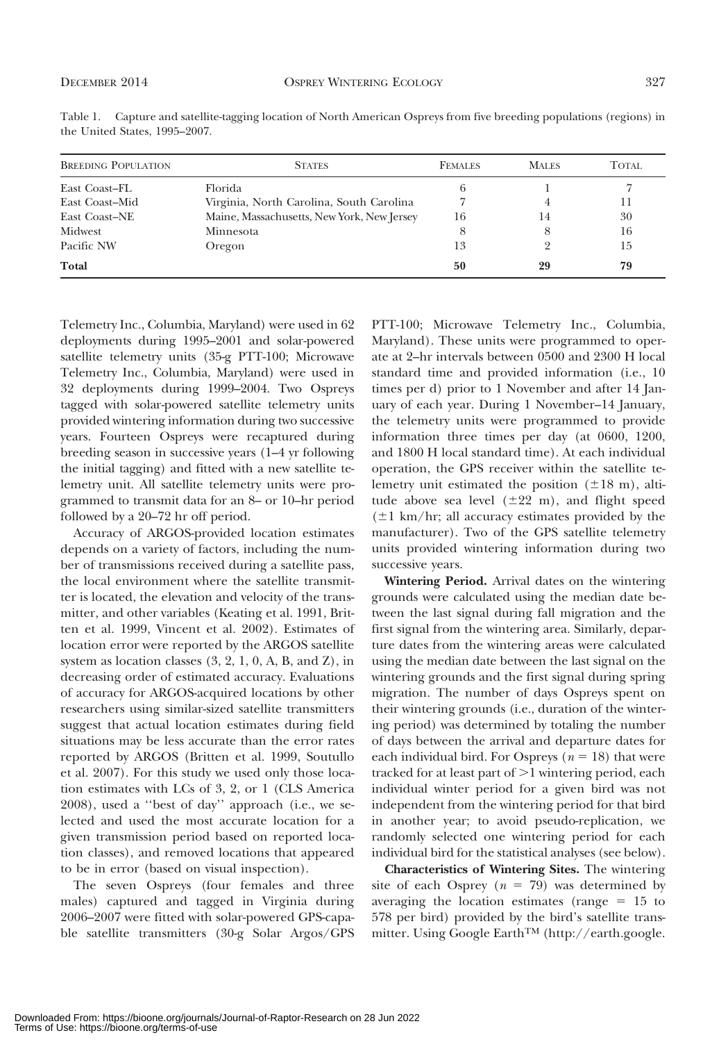Table 1. Capture and satellite-tagging location of North American Ospreys from five breeding populations (regions) in the United States, 1995–2007.

| Breeding Population | States | Females | Males | Total |
|---|---|---|---|---|
| East Coast–FL | Florida | 6 | 1 | 7 |
| East Coast–Mid | Virginia, North Carolina, South Carolina | 7 | 4 | 11 |
| East Coast–NE | Maine, Massachusetts, New York, New Jersey | 16 | 14 | 30 |
| Midwest | Minnesota | 8 | 8 | 16 |
| Pacific NW | Oregon | 13 | 2 | 15 |
| **Total** | | **50** | **29** | **79** |

Telemetry Inc., Columbia, Maryland) were used in 62 deployments during 1995–2001 and solar-powered satellite telemetry units (35-g PTT-100; Microwave Telemetry Inc., Columbia, Maryland) were used in 32 deployments during 1999–2004. Two Ospreys tagged with solar-powered satellite telemetry units provided wintering information during two successive years. Fourteen Ospreys were recaptured during breeding season in successive years (1–4 yr following the initial tagging) and fitted with a new satellite telemetry unit. All satellite telemetry units were programmed to transmit data for an 8– or 10–hr period followed by a 20–72 hr off period.

Accuracy of ARGOS-provided location estimates depends on a variety of factors, including the number of transmissions received during a satellite pass, the local environment where the satellite transmitter is located, the elevation and velocity of the transmitter, and other variables (Keating et al. 1991, Britten et al. 1999, Vincent et al. 2002). Estimates of location error were reported by the ARGOS satellite system as location classes (3, 2, 1, 0, A, B, and Z), in decreasing order of estimated accuracy. Evaluations of accuracy for ARGOS-acquired locations by other researchers using similar-sized satellite transmitters suggest that actual location estimates during field situations may be less accurate than the error rates reported by ARGOS (Britten et al. 1999, Soutullo et al. 2007). For this study we used only those location estimates with LCs of 3, 2, or 1 (CLS America 2008), used a ''best of day'' approach (i.e., we selected and used the most accurate location for a given transmission period based on reported location classes), and removed locations that appeared to be in error (based on visual inspection).

The seven Ospreys (four females and three males) captured and tagged in Virginia during 2006–2007 were fitted with solar-powered GPS-capable satellite transmitters (30-g Solar Argos/GPS PTT-100; Microwave Telemetry Inc., Columbia, Maryland). These units were programmed to operate at 2–hr intervals between 0500 and 2300 H local standard time and provided information (i.e., 10 times per d) prior to 1 November and after 14 January of each year. During 1 November–14 January, the telemetry units were programmed to provide information three times per day (at 0600, 1200, and 1800 H local standard time). At each individual operation, the GPS receiver within the satellite telemetry unit estimated the position ($\pm$18 m), altitude above sea level ($\pm$22 m), and flight speed ($\pm$1 km/hr; all accuracy estimates provided by the manufacturer). Two of the GPS satellite telemetry units provided wintering information during two successive years.

**Wintering Period.** Arrival dates on the wintering grounds were calculated using the median date between the last signal during fall migration and the first signal from the wintering area. Similarly, departure dates from the wintering areas were calculated using the median date between the last signal on the wintering grounds and the first signal during spring migration. The number of days Ospreys spent on their wintering grounds (i.e., duration of the wintering period) was determined by totaling the number of days between the arrival and departure dates for each individual bird. For Ospreys ($n = 18$) that were tracked for at least part of $>$1 wintering period, each individual winter period for a given bird was not independent from the wintering period for that bird in another year; to avoid pseudo-replication, we randomly selected one wintering period for each individual bird for the statistical analyses (see below).

**Characteristics of Wintering Sites.** The wintering site of each Osprey ($n = 79$) was determined by averaging the location estimates (range = 15 to 578 per bird) provided by the bird's satellite transmitter. Using Google Earth™ (http://earth.google.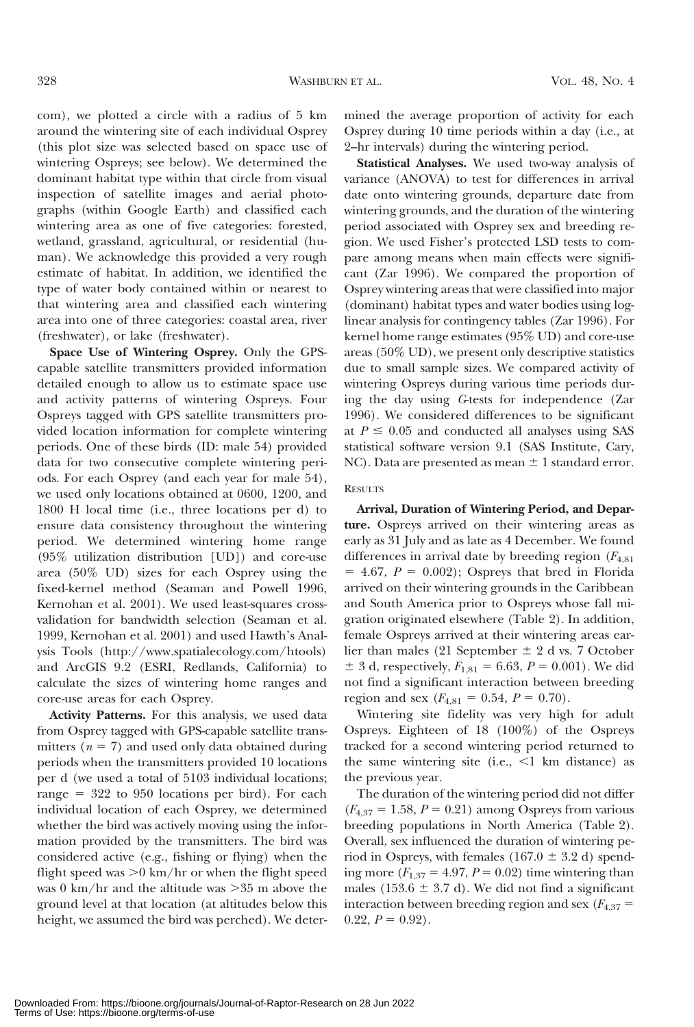com), we plotted a circle with a radius of 5 km around the wintering site of each individual Osprey (this plot size was selected based on space use of wintering Ospreys; see below). We determined the dominant habitat type within that circle from visual inspection of satellite images and aerial photographs (within Google Earth) and classified each wintering area as one of five categories: forested, wetland, grassland, agricultural, or residential (human). We acknowledge this provided a very rough estimate of habitat. In addition, we identified the type of water body contained within or nearest to that wintering area and classified each wintering area into one of three categories: coastal area, river (freshwater), or lake (freshwater).

**Space Use of Wintering Osprey.** Only the GPS-capable satellite transmitters provided information detailed enough to allow us to estimate space use and activity patterns of wintering Ospreys. Four Ospreys tagged with GPS satellite transmitters provided location information for complete wintering periods. One of these birds (ID: male 54) provided data for two consecutive complete wintering periods. For each Osprey (and each year for male 54), we used only locations obtained at 0600, 1200, and 1800 H local time (i.e., three locations per d) to ensure data consistency throughout the wintering period. We determined wintering home range (95% utilization distribution [UD]) and core-use area (50% UD) sizes for each Osprey using the fixed-kernel method (Seaman and Powell 1996, Kernohan et al. 2001). We used least-squares cross-validation for bandwidth selection (Seaman et al. 1999, Kernohan et al. 2001) and used Hawth's Analysis Tools (http://www.spatialecology.com/htools) and ArcGIS 9.2 (ESRI, Redlands, California) to calculate the sizes of wintering home ranges and core-use areas for each Osprey.

**Activity Patterns.** For this analysis, we used data from Osprey tagged with GPS-capable satellite transmitters ($n = 7$) and used only data obtained during periods when the transmitters provided 10 locations per d (we used a total of 5103 individual locations; range = 322 to 950 locations per bird). For each individual location of each Osprey, we determined whether the bird was actively moving using the information provided by the transmitters. The bird was considered active (e.g., fishing or flying) when the flight speed was >0 km/hr or when the flight speed was 0 km/hr and the altitude was >35 m above the ground level at that location (at altitudes below this height, we assumed the bird was perched). We determined the average proportion of activity for each Osprey during 10 time periods within a day (i.e., at 2–hr intervals) during the wintering period.

**Statistical Analyses.** We used two-way analysis of variance (ANOVA) to test for differences in arrival date onto wintering grounds, departure date from wintering grounds, and the duration of the wintering period associated with Osprey sex and breeding region. We used Fisher's protected LSD tests to compare among means when main effects were significant (Zar 1996). We compared the proportion of Osprey wintering areas that were classified into major (dominant) habitat types and water bodies using log-linear analysis for contingency tables (Zar 1996). For kernel home range estimates (95% UD) and core-use areas (50% UD), we present only descriptive statistics due to small sample sizes. We compared activity of wintering Ospreys during various time periods during the day using *G*-tests for independence (Zar 1996). We considered differences to be significant at $P \leq 0.05$ and conducted all analyses using SAS statistical software version 9.1 (SAS Institute, Cary, NC). Data are presented as mean ± 1 standard error.

## RESULTS

**Arrival, Duration of Wintering Period, and Departure.** Ospreys arrived on their wintering areas as early as 31 July and as late as 4 December. We found differences in arrival date by breeding region ($F_{4,81} = 4.67$, $P = 0.002$); Ospreys that bred in Florida arrived on their wintering grounds in the Caribbean and South America prior to Ospreys whose fall migration originated elsewhere (Table 2). In addition, female Ospreys arrived at their wintering areas earlier than males (21 September ± 2 d vs. 7 October ± 3 d, respectively, $F_{1,81} = 6.63$, $P = 0.001$). We did not find a significant interaction between breeding region and sex ($F_{4,81} = 0.54$, $P = 0.70$).

Wintering site fidelity was very high for adult Ospreys. Eighteen of 18 (100%) of the Ospreys tracked for a second wintering period returned to the same wintering site (i.e., <1 km distance) as the previous year.

The duration of the wintering period did not differ ($F_{4,37} = 1.58$, $P = 0.21$) among Ospreys from various breeding populations in North America (Table 2). Overall, sex influenced the duration of wintering period in Ospreys, with females (167.0 ± 3.2 d) spending more ($F_{1,37} = 4.97$, $P = 0.02$) time wintering than males (153.6 ± 3.7 d). We did not find a significant interaction between breeding region and sex ($F_{4,37} = 0.22$, $P = 0.92$).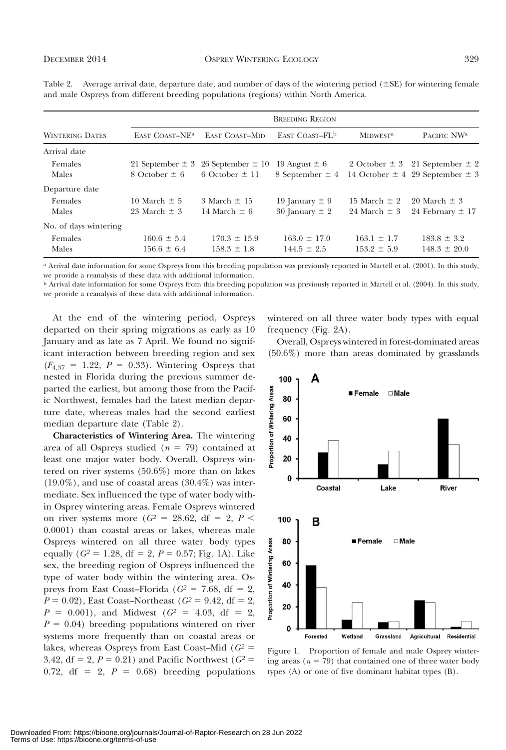Table 2. Average arrival date, departure date, and number of days of the wintering period (±SE) for wintering female and male Ospreys from different breeding populations (regions) within North America.

| Wintering Dates | Breeding Region | | | | |
|---|---|---|---|---|---|
| | East Coast–NE[a] | East Coast–Mid | East Coast–FL[b] | Midwest[a] | Pacific NW[a] |
| Arrival date | | | | | |
| Females | 21 September ± 3 | 26 September ± 10 | 19 August ± 6 | 2 October ± 3 | 21 September ± 2 |
| Males | 8 October ± 6 | 6 October ± 11 | 8 September ± 4 | 14 October ± 4 | 29 September ± 3 |
| Departure date | | | | | |
| Females | 10 March ± 5 | 3 March ± 15 | 19 January ± 9 | 15 March ± 2 | 20 March ± 3 |
| Males | 23 March ± 3 | 14 March ± 6 | 30 January ± 2 | 24 March ± 3 | 24 February ± 17 |
| No. of days wintering | | | | | |
| Females | 160.6 ± 5.4 | 170.3 ± 15.9 | 163.0 ± 17.0 | 163.1 ± 1.7 | 183.8 ± 3.2 |
| Males | 156.6 ± 6.4 | 158.3 ± 1.8 | 144.5 ± 2.5 | 153.2 ± 5.9 | 148.3 ± 20.0 |

[a] Arrival date information for some Ospreys from this breeding population was previously reported in Martell et al. (2001). In this study, we provide a reanalysis of these data with additional information.

[b] Arrival date information for some Ospreys from this breeding population was previously reported in Martell et al. (2004). In this study, we provide a reanalysis of these data with additional information.

At the end of the wintering period, Ospreys departed on their spring migrations as early as 10 January and as late as 7 April. We found no significant interaction between breeding region and sex ($F_{4,37}$ = 1.22, $P$ = 0.33). Wintering Ospreys that nested in Florida during the previous summer departed the earliest, but among those from the Pacific Northwest, females had the latest median departure date, whereas males had the second earliest median departure date (Table 2).

**Characteristics of Wintering Area.** The wintering area of all Ospreys studied ($n$ = 79) contained at least one major water body. Overall, Ospreys wintered on river systems (50.6%) more than on lakes (19.0%), and use of coastal areas (30.4%) was intermediate. Sex influenced the type of water body within Osprey wintering areas. Female Ospreys wintered on river systems more ($G^2$ = 28.62, df = 2, $P <$ 0.0001) than coastal areas or lakes, whereas male Ospreys wintered on all three water body types equally ($G^2$ = 1.28, df = 2, $P$ = 0.57; Fig. 1A). Like sex, the breeding region of Ospreys influenced the type of water body within the wintering area. Ospreys from East Coast–Florida ($G^2$ = 7.68, df = 2, $P$ = 0.02), East Coast–Northeast ($G^2$ = 9.42, df = 2, $P$ = 0.001), and Midwest ($G^2$ = 4.03, df = 2, $P$ = 0.04) breeding populations wintered on river systems more frequently than on coastal areas or lakes, whereas Ospreys from East Coast–Mid ($G^2$ = 3.42, df = 2, $P$ = 0.21) and Pacific Northwest ($G^2$ = 0.72, df = 2, $P$ = 0.68) breeding populations wintered on all three water body types with equal frequency (Fig. 2A).

Overall, Ospreys wintered in forest-dominated areas (50.6%) more than areas dominated by grasslands

Figure 1. Proportion of female and male Osprey wintering areas ($n$ = 79) that contained one of three water body types (A) or one of five dominant habitat types (B).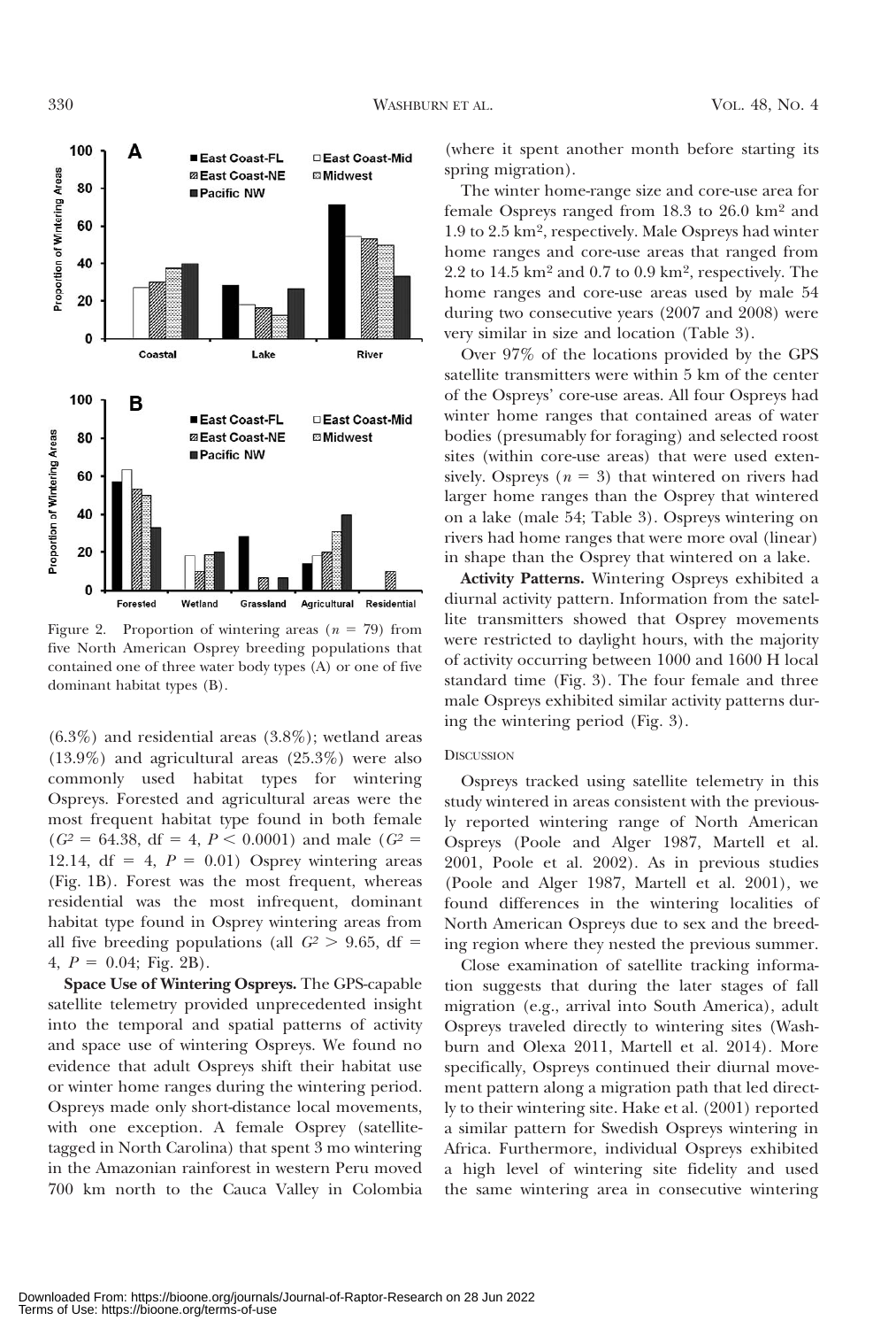Figure 2. Proportion of wintering areas ($n$ = 79) from five North American Osprey breeding populations that contained one of three water body types (A) or one of five dominant habitat types (B).

(6.3%) and residential areas (3.8%); wetland areas (13.9%) and agricultural areas (25.3%) were also commonly used habitat types for wintering Ospreys. Forested and agricultural areas were the most frequent habitat type found in both female ($G^2$ = 64.38, df = 4, $P < 0.0001$) and male ($G^2$ = 12.14, df = 4, $P$ = 0.01) Osprey wintering areas (Fig. 1B). Forest was the most frequent, whereas residential was the most infrequent, dominant habitat type found in Osprey wintering areas from all five breeding populations (all $G^2 > 9.65$, df = 4, $P$ = 0.04; Fig. 2B).

**Space Use of Wintering Ospreys.** The GPS-capable satellite telemetry provided unprecedented insight into the temporal and spatial patterns of activity and space use of wintering Ospreys. We found no evidence that adult Ospreys shift their habitat use or winter home ranges during the wintering period. Ospreys made only short-distance local movements, with one exception. A female Osprey (satellite-tagged in North Carolina) that spent 3 mo wintering in the Amazonian rainforest in western Peru moved 700 km north to the Cauca Valley in Colombia (where it spent another month before starting its spring migration).

The winter home-range size and core-use area for female Ospreys ranged from 18.3 to 26.0 km$^2$ and 1.9 to 2.5 km$^2$, respectively. Male Ospreys had winter home ranges and core-use areas that ranged from 2.2 to 14.5 km$^2$ and 0.7 to 0.9 km$^2$, respectively. The home ranges and core-use areas used by male 54 during two consecutive years (2007 and 2008) were very similar in size and location (Table 3).

Over 97% of the locations provided by the GPS satellite transmitters were within 5 km of the center of the Ospreys' core-use areas. All four Ospreys had winter home ranges that contained areas of water bodies (presumably for foraging) and selected roost sites (within core-use areas) that were used extensively. Ospreys ($n$ = 3) that wintered on rivers had larger home ranges than the Osprey that wintered on a lake (male 54; Table 3). Ospreys wintering on rivers had home ranges that were more oval (linear) in shape than the Osprey that wintered on a lake.

**Activity Patterns.** Wintering Ospreys exhibited a diurnal activity pattern. Information from the satellite transmitters showed that Osprey movements were restricted to daylight hours, with the majority of activity occurring between 1000 and 1600 H local standard time (Fig. 3). The four female and three male Ospreys exhibited similar activity patterns during the wintering period (Fig. 3).

## DISCUSSION

Ospreys tracked using satellite telemetry in this study wintered in areas consistent with the previously reported wintering range of North American Ospreys (Poole and Alger 1987, Martell et al. 2001, Poole et al. 2002). As in previous studies (Poole and Alger 1987, Martell et al. 2001), we found differences in the wintering localities of North American Ospreys due to sex and the breeding region where they nested the previous summer.

Close examination of satellite tracking information suggests that during the later stages of fall migration (e.g., arrival into South America), adult Ospreys traveled directly to wintering sites (Washburn and Olexa 2011, Martell et al. 2014). More specifically, Ospreys continued their diurnal movement pattern along a migration path that led directly to their wintering site. Hake et al. (2001) reported a similar pattern for Swedish Ospreys wintering in Africa. Furthermore, individual Ospreys exhibited a high level of wintering site fidelity and used the same wintering area in consecutive wintering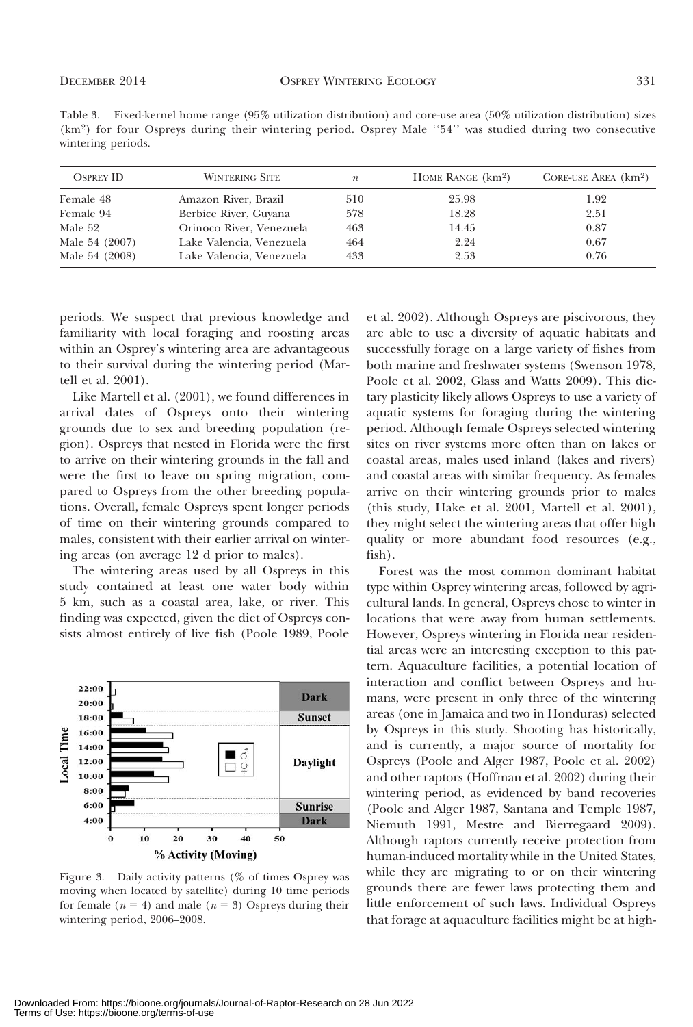Table 3. Fixed-kernel home range (95% utilization distribution) and core-use area (50% utilization distribution) sizes (km$^2$) for four Ospreys during their wintering period. Osprey Male ''54'' was studied during two consecutive wintering periods.

| Osprey ID | Wintering Site | $n$ | Home Range (km$^2$) | Core-use Area (km$^2$) |
|---|---|---|---|---|
| Female 48 | Amazon River, Brazil | 510 | 25.98 | 1.92 |
| Female 94 | Berbice River, Guyana | 578 | 18.28 | 2.51 |
| Male 52 | Orinoco River, Venezuela | 463 | 14.45 | 0.87 |
| Male 54 (2007) | Lake Valencia, Venezuela | 464 | 2.24 | 0.67 |
| Male 54 (2008) | Lake Valencia, Venezuela | 433 | 2.53 | 0.76 |

periods. We suspect that previous knowledge and familiarity with local foraging and roosting areas within an Osprey's wintering area are advantageous to their survival during the wintering period (Martell et al. 2001).

Like Martell et al. (2001), we found differences in arrival dates of Ospreys onto their wintering grounds due to sex and breeding population (region). Ospreys that nested in Florida were the first to arrive on their wintering grounds in the fall and were the first to leave on spring migration, compared to Ospreys from the other breeding populations. Overall, female Ospreys spent longer periods of time on their wintering grounds compared to males, consistent with their earlier arrival on wintering areas (on average 12 d prior to males).

The wintering areas used by all Ospreys in this study contained at least one water body within 5 km, such as a coastal area, lake, or river. This finding was expected, given the diet of Ospreys consists almost entirely of live fish (Poole 1989, Poole et al. 2002). Although Ospreys are piscivorous, they are able to use a diversity of aquatic habitats and successfully forage on a large variety of fishes from both marine and freshwater systems (Swenson 1978, Poole et al. 2002, Glass and Watts 2009). This dietary plasticity likely allows Ospreys to use a variety of aquatic systems for foraging during the wintering period. Although female Ospreys selected wintering sites on river systems more often than on lakes or coastal areas, males used inland (lakes and rivers) and coastal areas with similar frequency. As females arrive on their wintering grounds prior to males (this study, Hake et al. 2001, Martell et al. 2001), they might select the wintering areas that offer high quality or more abundant food resources (e.g., fish).

Figure 3. Daily activity patterns (% of times Osprey was moving when located by satellite) during 10 time periods for female ($n$ = 4) and male ($n$ = 3) Ospreys during their wintering period, 2006–2008.

Forest was the most common dominant habitat type within Osprey wintering areas, followed by agricultural lands. In general, Ospreys chose to winter in locations that were away from human settlements. However, Ospreys wintering in Florida near residential areas were an interesting exception to this pattern. Aquaculture facilities, a potential location of interaction and conflict between Ospreys and humans, were present in only three of the wintering areas (one in Jamaica and two in Honduras) selected by Ospreys in this study. Shooting has historically, and is currently, a major source of mortality for Ospreys (Poole and Alger 1987, Poole et al. 2002) and other raptors (Hoffman et al. 2002) during their wintering period, as evidenced by band recoveries (Poole and Alger 1987, Santana and Temple 1987, Niemuth 1991, Mestre and Bierregaard 2009). Although raptors currently receive protection from human-induced mortality while in the United States, while they are migrating to or on their wintering grounds there are fewer laws protecting them and little enforcement of such laws. Individual Ospreys that forage at aquaculture facilities might be at high-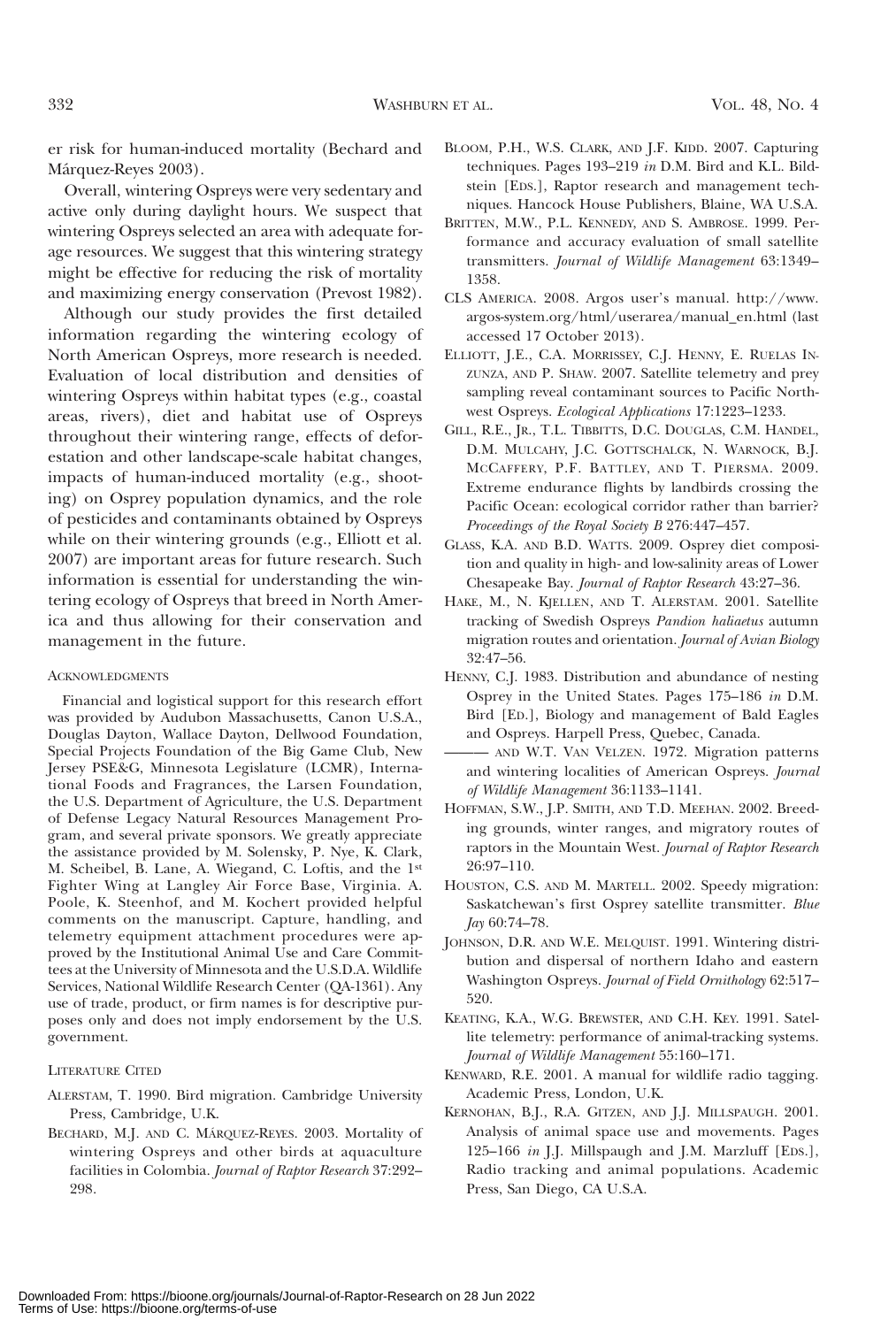er risk for human-induced mortality (Bechard and Márquez-Reyes 2003).

Overall, wintering Ospreys were very sedentary and active only during daylight hours. We suspect that wintering Ospreys selected an area with adequate forage resources. We suggest that this wintering strategy might be effective for reducing the risk of mortality and maximizing energy conservation (Prevost 1982).

Although our study provides the first detailed information regarding the wintering ecology of North American Ospreys, more research is needed. Evaluation of local distribution and densities of wintering Ospreys within habitat types (e.g., coastal areas, rivers), diet and habitat use of Ospreys throughout their wintering range, effects of deforestation and other landscape-scale habitat changes, impacts of human-induced mortality (e.g., shooting) on Osprey population dynamics, and the role of pesticides and contaminants obtained by Ospreys while on their wintering grounds (e.g., Elliott et al. 2007) are important areas for future research. Such information is essential for understanding the wintering ecology of Ospreys that breed in North America and thus allowing for their conservation and management in the future.

## Acknowledgments

Financial and logistical support for this research effort was provided by Audubon Massachusetts, Canon U.S.A., Douglas Dayton, Wallace Dayton, Dellwood Foundation, Special Projects Foundation of the Big Game Club, New Jersey PSE&G, Minnesota Legislature (LCMR), International Foods and Fragrances, the Larsen Foundation, the U.S. Department of Agriculture, the U.S. Department of Defense Legacy Natural Resources Management Program, and several private sponsors. We greatly appreciate the assistance provided by M. Solensky, P. Nye, K. Clark, M. Scheibel, B. Lane, A. Wiegand, C. Loftis, and the 1st Fighter Wing at Langley Air Force Base, Virginia. A. Poole, K. Steenhof, and M. Kochert provided helpful comments on the manuscript. Capture, handling, and telemetry equipment attachment procedures were approved by the Institutional Animal Use and Care Committees at the University of Minnesota and the U.S.D.A. Wildlife Services, National Wildlife Research Center (QA-1361). Any use of trade, product, or firm names is for descriptive purposes only and does not imply endorsement by the U.S. government.

## Literature Cited

Alerstam, T. 1990. Bird migration. Cambridge University Press, Cambridge, U.K.

Bechard, M.J. and C. Márquez-Reyes. 2003. Mortality of wintering Ospreys and other birds at aquaculture facilities in Colombia. *Journal of Raptor Research* 37:292–298.

Bloom, P.H., W.S. Clark, and J.F. Kidd. 2007. Capturing techniques. Pages 193–219 *in* D.M. Bird and K.L. Bildstein [Eds.], Raptor research and management techniques. Hancock House Publishers, Blaine, WA U.S.A.

Britten, M.W., P.L. Kennedy, and S. Ambrose. 1999. Performance and accuracy evaluation of small satellite transmitters. *Journal of Wildlife Management* 63:1349–1358.

CLS America. 2008. Argos user's manual. http://www.argos-system.org/html/userarea/manual_en.html (last accessed 17 October 2013).

Elliott, J.E., C.A. Morrissey, C.J. Henny, E. Ruelas Inzunza, and P. Shaw. 2007. Satellite telemetry and prey sampling reveal contaminant sources to Pacific Northwest Ospreys. *Ecological Applications* 17:1223–1233.

Gill, R.E., Jr., T.L. Tibbitts, D.C. Douglas, C.M. Handel, D.M. Mulcahy, J.C. Gottschalck, N. Warnock, B.J. McCaffery, P.F. Battley, and T. Piersma. 2009. Extreme endurance flights by landbirds crossing the Pacific Ocean: ecological corridor rather than barrier? *Proceedings of the Royal Society B* 276:447–457.

Glass, K.A. and B.D. Watts. 2009. Osprey diet composition and quality in high- and low-salinity areas of Lower Chesapeake Bay. *Journal of Raptor Research* 43:27–36.

Hake, M., N. Kjellen, and T. Alerstam. 2001. Satellite tracking of Swedish Ospreys *Pandion haliaetus* autumn migration routes and orientation. *Journal of Avian Biology* 32:47–56.

Henny, C.J. 1983. Distribution and abundance of nesting Osprey in the United States. Pages 175–186 *in* D.M. Bird [Ed.], Biology and management of Bald Eagles and Ospreys. Harpell Press, Quebec, Canada.

——— and W.T. Van Velzen. 1972. Migration patterns and wintering localities of American Ospreys. *Journal of Wildlife Management* 36:1133–1141.

Hoffman, S.W., J.P. Smith, and T.D. Meehan. 2002. Breeding grounds, winter ranges, and migratory routes of raptors in the Mountain West. *Journal of Raptor Research* 26:97–110.

Houston, C.S. and M. Martell. 2002. Speedy migration: Saskatchewan's first Osprey satellite transmitter. *Blue Jay* 60:74–78.

Johnson, D.R. and W.E. Melquist. 1991. Wintering distribution and dispersal of northern Idaho and eastern Washington Ospreys. *Journal of Field Ornithology* 62:517–520.

Keating, K.A., W.G. Brewster, and C.H. Key. 1991. Satellite telemetry: performance of animal-tracking systems. *Journal of Wildlife Management* 55:160–171.

Kenward, R.E. 2001. A manual for wildlife radio tagging. Academic Press, London, U.K.

Kernohan, B.J., R.A. Gitzen, and J.J. Millspaugh. 2001. Analysis of animal space use and movements. Pages 125–166 *in* J.J. Millspaugh and J.M. Marzluff [Eds.], Radio tracking and animal populations. Academic Press, San Diego, CA U.S.A.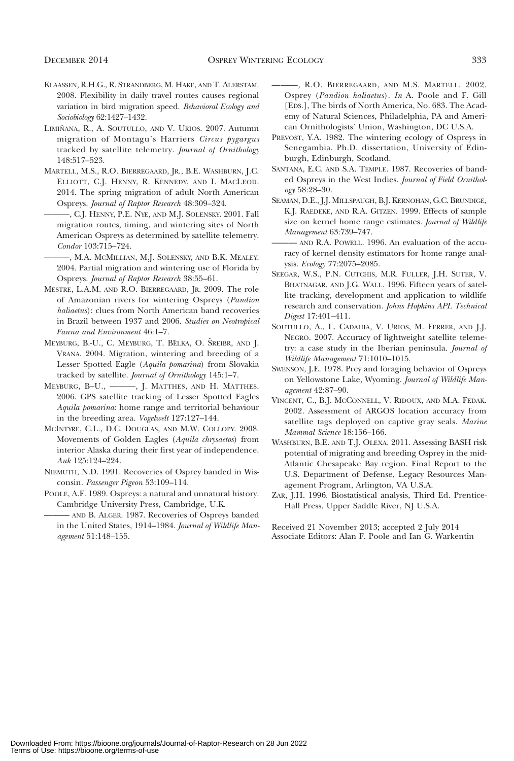Klaassen, R.H.G., R. Strandberg, M. Hake, and T. Alerstam. 2008. Flexibility in daily travel routes causes regional variation in bird migration speed. *Behavioral Ecology and Sociobiology* 62:1427–1432.

Limiñana, R., A. Soutullo, and V. Urios. 2007. Autumn migration of Montagu's Harriers *Circus pygargus* tracked by satellite telemetry. *Journal of Ornithology* 148:517–523.

Martell, M.S., R.O. Bierregaard, Jr., B.E. Washburn, J.C. Elliott, C.J. Henny, R. Kennedy, and I. MacLeod. 2014. The spring migration of adult North American Ospreys. *Journal of Raptor Research* 48:309–324.

———, C.J. Henny, P.E. Nye, and M.J. Solensky. 2001. Fall migration routes, timing, and wintering sites of North American Ospreys as determined by satellite telemetry. *Condor* 103:715–724.

———, M.A. McMillian, M.J. Solensky, and B.K. Mealey. 2004. Partial migration and wintering use of Florida by Ospreys. *Journal of Raptor Research* 38:55–61.

Mestre, L.A.M. and R.O. Bierregaard, Jr. 2009. The role of Amazonian rivers for wintering Ospreys (*Pandion haliaetus*): clues from North American band recoveries in Brazil between 1937 and 2006. *Studies on Neotropical Fauna and Environment* 46:1–7.

Meyburg, B.-U., C. Meyburg, T. Bělka, O. Šreibr, and J. Vrana. 2004. Migration, wintering and breeding of a Lesser Spotted Eagle (*Aquila pomarina*) from Slovakia tracked by satellite. *Journal of Ornithology* 145:1–7.

Meyburg, B–U., ———, J. Matthes, and H. Matthes. 2006. GPS satellite tracking of Lesser Spotted Eagles *Aquila pomarina*: home range and territorial behaviour in the breeding area. *Vogelwelt* 127:127–144.

McIntyre, C.L., D.C. Douglas, and M.W. Collopy. 2008. Movements of Golden Eagles (*Aquila chrysaetos*) from interior Alaska during their first year of independence. *Auk* 125:124–224.

Niemuth, N.D. 1991. Recoveries of Osprey banded in Wisconsin. *Passenger Pigeon* 53:109–114.

Poole, A.F. 1989. Ospreys: a natural and unnatural history. Cambridge University Press, Cambridge, U.K.

——— and B. Alger. 1987. Recoveries of Ospreys banded in the United States, 1914–1984. *Journal of Wildlife Management* 51:148–155.

———, R.O. Bierregaard, and M.S. Martell. 2002. Osprey (*Pandion haliaetus*). *In* A. Poole and F. Gill [Eds.], The birds of North America, No. 683. The Academy of Natural Sciences, Philadelphia, PA and American Ornithologists' Union, Washington, DC U.S.A.

Prevost, Y.A. 1982. The wintering ecology of Ospreys in Senegambia. Ph.D. dissertation, University of Edinburgh, Edinburgh, Scotland.

Santana, E.C. and S.A. Temple. 1987. Recoveries of banded Ospreys in the West Indies. *Journal of Field Ornithology* 58:28–30.

Seaman, D.E., J.J. Millspaugh, B.J. Kernohan, G.C. Brundige, K.J. Raedeke, and R.A. Gitzen. 1999. Effects of sample size on kernel home range estimates. *Journal of Wildlife Management* 63:739–747.

——— and R.A. Powell. 1996. An evaluation of the accuracy of kernel density estimators for home range analysis. *Ecology* 77:2075–2085.

Seegar, W.S., P.N. Cutchis, M.R. Fuller, J.H. Suter, V. Bhatnagar, and J.G. Wall. 1996. Fifteen years of satellite tracking, development and application to wildlife research and conservation. *Johns Hopkins APL Technical Digest* 17:401–411.

Soutullo, A., L. Cadahia, V. Urios, M. Ferrer, and J.J. Negro. 2007. Accuracy of lightweight satellite telemetry: a case study in the Iberian peninsula. *Journal of Wildlife Management* 71:1010–1015.

Swenson, J.E. 1978. Prey and foraging behavior of Ospreys on Yellowstone Lake, Wyoming. *Journal of Wildlife Management* 42:87–90.

Vincent, C., B.J. McConnell, V. Ridoux, and M.A. Fedak. 2002. Assessment of ARGOS location accuracy from satellite tags deployed on captive gray seals. *Marine Mammal Science* 18:156–166.

Washburn, B.E. and T.J. Olexa. 2011. Assessing BASH risk potential of migrating and breeding Osprey in the mid-Atlantic Chesapeake Bay region. Final Report to the U.S. Department of Defense, Legacy Resources Management Program, Arlington, VA U.S.A.

Zar, J.H. 1996. Biostatistical analysis, Third Ed. Prentice-Hall Press, Upper Saddle River, NJ U.S.A.

Received 21 November 2013; accepted 2 July 2014
Associate Editors: Alan F. Poole and Ian G. Warkentin